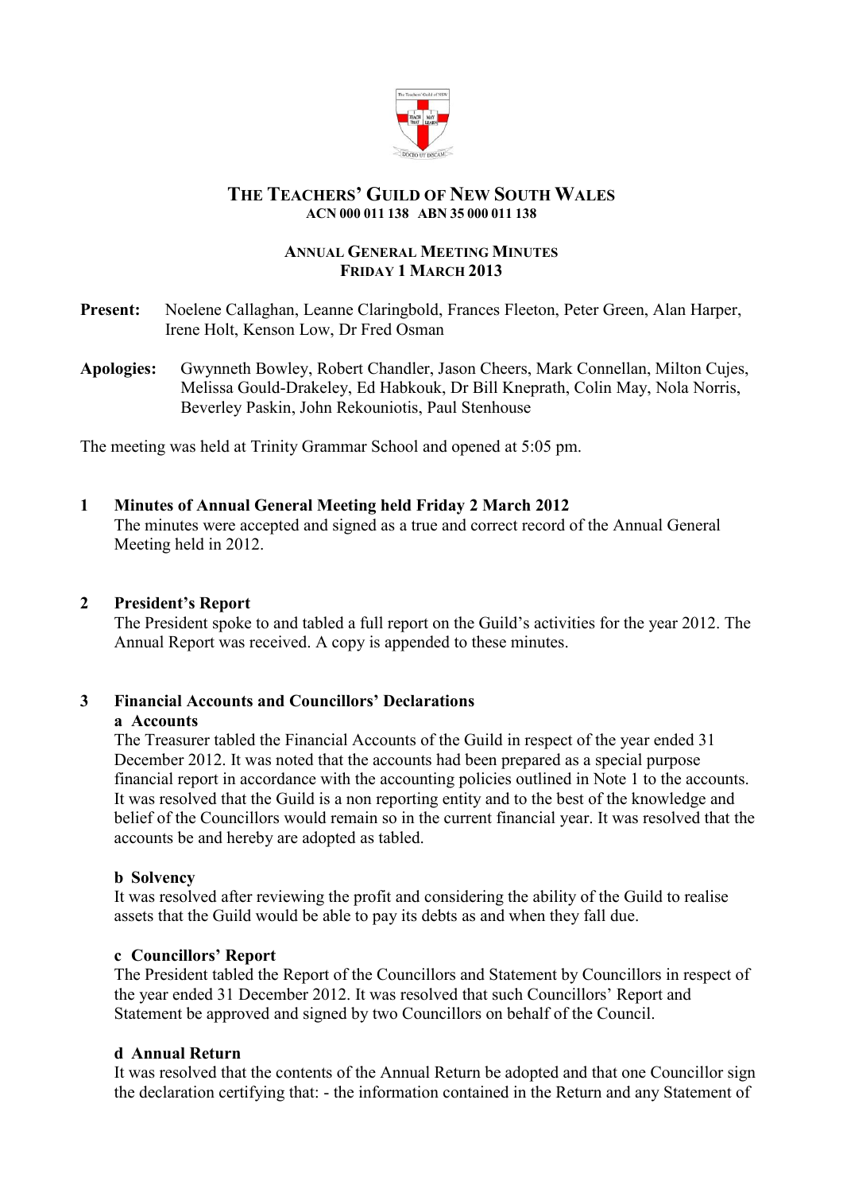# The Teachers' Guild of New South Wales

**ACN 000 011 138 ABN 35 000 011 138**

## Annual General Meeting Minutes
**Friday 1 March 2013**

**Present:** Noelene Callaghan, Leanne Claringbold, Frances Fleeton, Peter Green, Alan Harper, Irene Holt, Kenson Low, Dr Fred Osman

**Apologies:** Gwynneth Bowley, Robert Chandler, Jason Cheers, Mark Connellan, Milton Cujes, Melissa Gould-Drakeley, Ed Habkouk, Dr Bill Kneprath, Colin May, Nola Norris, Beverley Paskin, John Rekouniotis, Paul Stenhouse

The meeting was held at Trinity Grammar School and opened at 5:05 pm.

### 1 Minutes of Annual General Meeting held Friday 2 March 2012

The minutes were accepted and signed as a true and correct record of the Annual General Meeting held in 2012.

### 2 President's Report

The President spoke to and tabled a full report on the Guild's activities for the year 2012. The Annual Report was received. A copy is appended to these minutes.

### 3 Financial Accounts and Councillors' Declarations

**a Accounts**

The Treasurer tabled the Financial Accounts of the Guild in respect of the year ended 31 December 2012. It was noted that the accounts had been prepared as a special purpose financial report in accordance with the accounting policies outlined in Note 1 to the accounts. It was resolved that the Guild is a non reporting entity and to the best of the knowledge and belief of the Councillors would remain so in the current financial year. It was resolved that the accounts be and hereby are adopted as tabled.

**b Solvency**

It was resolved after reviewing the profit and considering the ability of the Guild to realise assets that the Guild would be able to pay its debts as and when they fall due.

**c Councillors' Report**

The President tabled the Report of the Councillors and Statement by Councillors in respect of the year ended 31 December 2012. It was resolved that such Councillors' Report and Statement be approved and signed by two Councillors on behalf of the Council.

**d Annual Return**

It was resolved that the contents of the Annual Return be adopted and that one Councillor sign the declaration certifying that: - the information contained in the Return and any Statement of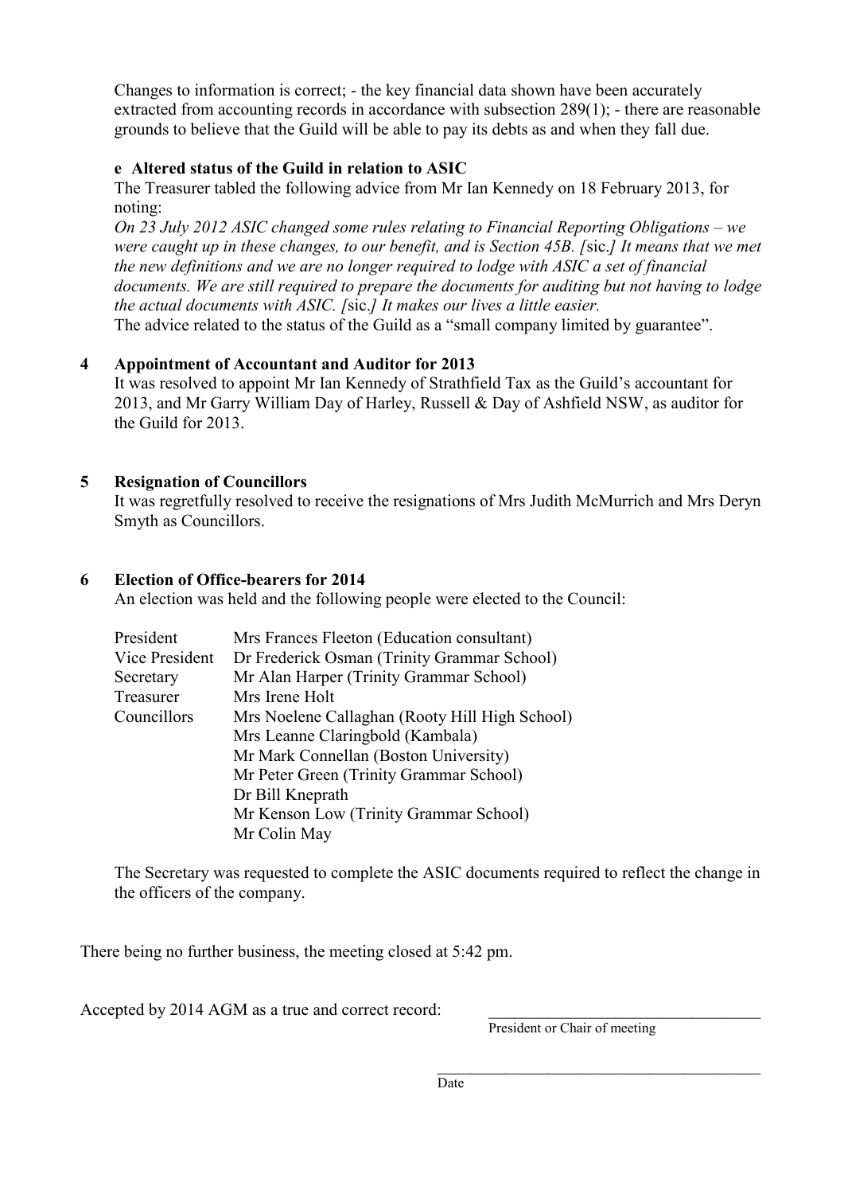Changes to information is correct; - the key financial data shown have been accurately extracted from accounting records in accordance with subsection 289(1); - there are reasonable grounds to believe that the Guild will be able to pay its debts as and when they fall due.

**e Altered status of the Guild in relation to ASIC**

The Treasurer tabled the following advice from Mr Ian Kennedy on 18 February 2013, for noting:

*On 23 July 2012 ASIC changed some rules relating to Financial Reporting Obligations – we were caught up in these changes, to our benefit, and is Section 45B. [*sic.*] It means that we met the new definitions and we are no longer required to lodge with ASIC a set of financial documents. We are still required to prepare the documents for auditing but not having to lodge the actual documents with ASIC. [*sic.*] It makes our lives a little easier.*

The advice related to the status of the Guild as a "small company limited by guarantee".

**4 Appointment of Accountant and Auditor for 2013**

It was resolved to appoint Mr Ian Kennedy of Strathfield Tax as the Guild's accountant for 2013, and Mr Garry William Day of Harley, Russell & Day of Ashfield NSW, as auditor for the Guild for 2013.

**5 Resignation of Councillors**

It was regretfully resolved to receive the resignations of Mrs Judith McMurrich and Mrs Deryn Smyth as Councillors.

**6 Election of Office-bearers for 2014**

An election was held and the following people were elected to the Council:

| | |
|---|---|
| President | Mrs Frances Fleeton (Education consultant) |
| Vice President | Dr Frederick Osman (Trinity Grammar School) |
| Secretary | Mr Alan Harper (Trinity Grammar School) |
| Treasurer | Mrs Irene Holt |
| Councillors | Mrs Noelene Callaghan (Rooty Hill High School) |
| | Mrs Leanne Claringbold (Kambala) |
| | Mr Mark Connellan (Boston University) |
| | Mr Peter Green (Trinity Grammar School) |
| | Dr Bill Kneprath |
| | Mr Kenson Low (Trinity Grammar School) |
| | Mr Colin May |

The Secretary was requested to complete the ASIC documents required to reflect the change in the officers of the company.

There being no further business, the meeting closed at 5:42 pm.

Accepted by 2014 AGM as a true and correct record: \_\_\_\_\_\_\_\_\_\_\_\_\_\_\_\_\_\_\_\_\_\_\_\_\_\_\_\_\_\_

President or Chair of meeting

\_\_\_\_\_\_\_\_\_\_\_\_\_\_\_\_\_\_\_\_\_\_\_\_\_\_\_\_\_\_

Date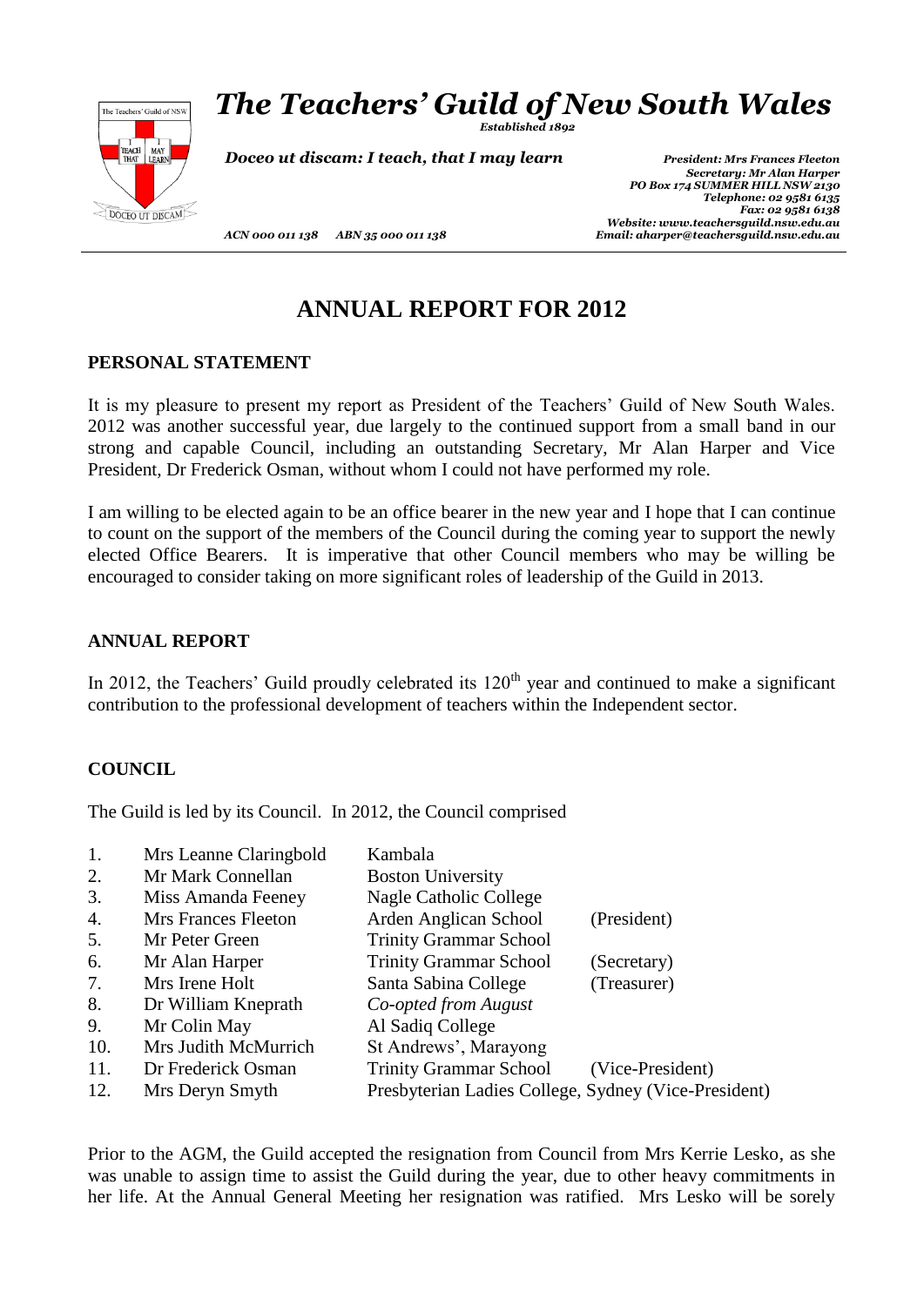# *The Teachers' Guild of New South Wales*

*Established 1892*

*Doceo ut discam: I teach, that I may learn*

*President: Mrs Frances Fleeton*
*Secretary: Mr Alan Harper*
*PO Box 174 SUMMER HILL NSW 2130*
*Telephone: 02 9581 6135*
*Fax: 02 9581 6138*
*Website: www.teachersguild.nsw.edu.au*
*Email: aharper@teachersguild.nsw.edu.au*

*ACN 000 011 138 ABN 35 000 011 138*

# ANNUAL REPORT FOR 2012

## PERSONAL STATEMENT

It is my pleasure to present my report as President of the Teachers' Guild of New South Wales. 2012 was another successful year, due largely to the continued support from a small band in our strong and capable Council, including an outstanding Secretary, Mr Alan Harper and Vice President, Dr Frederick Osman, without whom I could not have performed my role.

I am willing to be elected again to be an office bearer in the new year and I hope that I can continue to count on the support of the members of the Council during the coming year to support the newly elected Office Bearers. It is imperative that other Council members who may be willing be encouraged to consider taking on more significant roles of leadership of the Guild in 2013.

## ANNUAL REPORT

In 2012, the Teachers' Guild proudly celebrated its 120th year and continued to make a significant contribution to the professional development of teachers within the Independent sector.

## COUNCIL

The Guild is led by its Council. In 2012, the Council comprised

| | Name | Affiliation | Role |
|---|---|---|---|
| 1. | Mrs Leanne Claringbold | Kambala | |
| 2. | Mr Mark Connellan | Boston University | |
| 3. | Miss Amanda Feeney | Nagle Catholic College | |
| 4. | Mrs Frances Fleeton | Arden Anglican School | (President) |
| 5. | Mr Peter Green | Trinity Grammar School | |
| 6. | Mr Alan Harper | Trinity Grammar School | (Secretary) |
| 7. | Mrs Irene Holt | Santa Sabina College | (Treasurer) |
| 8. | Dr William Kneprath | *Co-opted from August* | |
| 9. | Mr Colin May | Al Sadiq College | |
| 10. | Mrs Judith McMurrich | St Andrews', Marayong | |
| 11. | Dr Frederick Osman | Trinity Grammar School | (Vice-President) |
| 12. | Mrs Deryn Smyth | Presbyterian Ladies College, Sydney | (Vice-President) |

Prior to the AGM, the Guild accepted the resignation from Council from Mrs Kerrie Lesko, as she was unable to assign time to assist the Guild during the year, due to other heavy commitments in her life. At the Annual General Meeting her resignation was ratified. Mrs Lesko will be sorely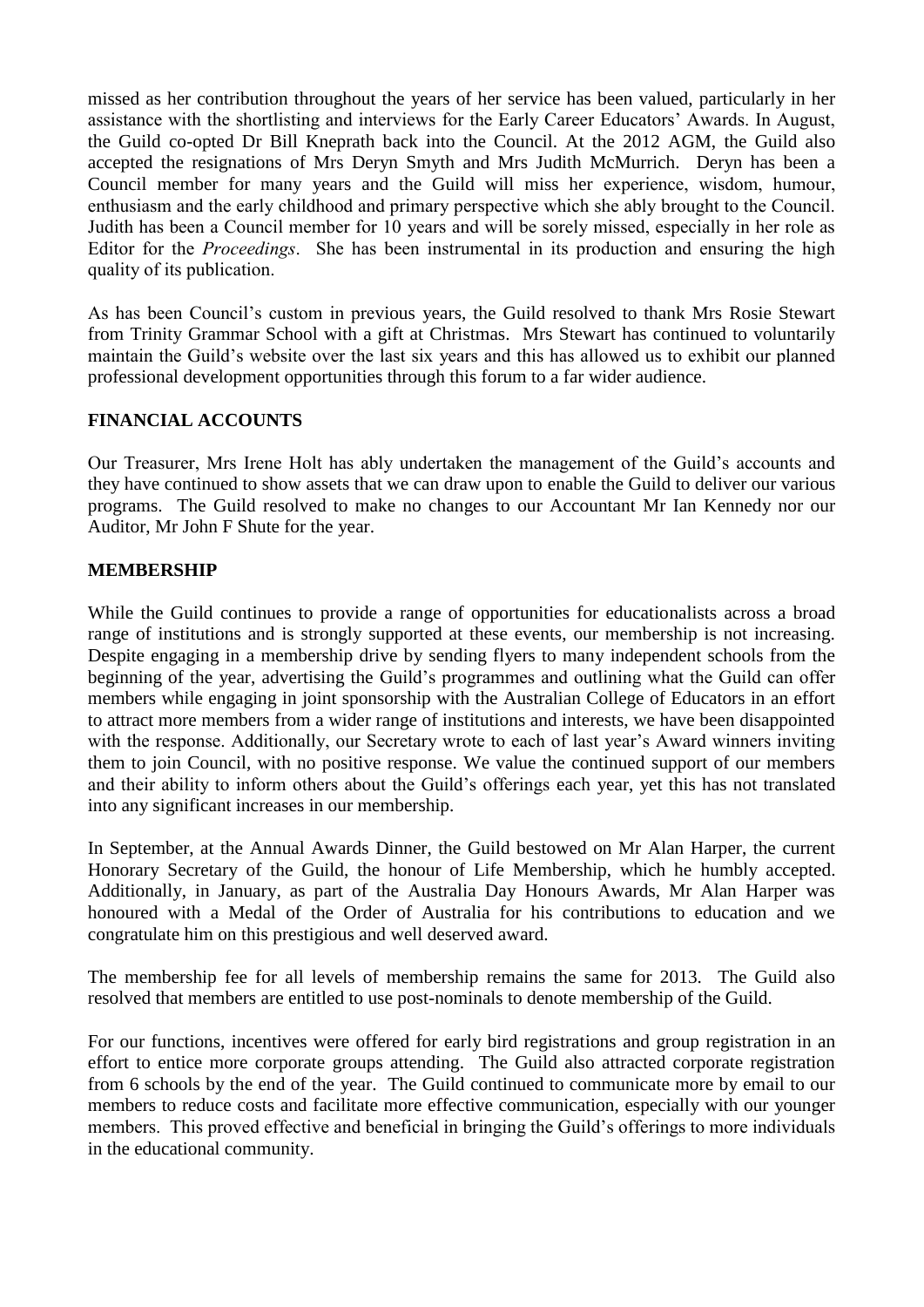missed as her contribution throughout the years of her service has been valued, particularly in her assistance with the shortlisting and interviews for the Early Career Educators' Awards. In August, the Guild co-opted Dr Bill Kneprath back into the Council. At the 2012 AGM, the Guild also accepted the resignations of Mrs Deryn Smyth and Mrs Judith McMurrich. Deryn has been a Council member for many years and the Guild will miss her experience, wisdom, humour, enthusiasm and the early childhood and primary perspective which she ably brought to the Council. Judith has been a Council member for 10 years and will be sorely missed, especially in her role as Editor for the *Proceedings*. She has been instrumental in its production and ensuring the high quality of its publication.

As has been Council's custom in previous years, the Guild resolved to thank Mrs Rosie Stewart from Trinity Grammar School with a gift at Christmas. Mrs Stewart has continued to voluntarily maintain the Guild's website over the last six years and this has allowed us to exhibit our planned professional development opportunities through this forum to a far wider audience.

## FINANCIAL ACCOUNTS

Our Treasurer, Mrs Irene Holt has ably undertaken the management of the Guild's accounts and they have continued to show assets that we can draw upon to enable the Guild to deliver our various programs. The Guild resolved to make no changes to our Accountant Mr Ian Kennedy nor our Auditor, Mr John F Shute for the year.

## MEMBERSHIP

While the Guild continues to provide a range of opportunities for educationalists across a broad range of institutions and is strongly supported at these events, our membership is not increasing. Despite engaging in a membership drive by sending flyers to many independent schools from the beginning of the year, advertising the Guild's programmes and outlining what the Guild can offer members while engaging in joint sponsorship with the Australian College of Educators in an effort to attract more members from a wider range of institutions and interests, we have been disappointed with the response. Additionally, our Secretary wrote to each of last year's Award winners inviting them to join Council, with no positive response. We value the continued support of our members and their ability to inform others about the Guild's offerings each year, yet this has not translated into any significant increases in our membership.

In September, at the Annual Awards Dinner, the Guild bestowed on Mr Alan Harper, the current Honorary Secretary of the Guild, the honour of Life Membership, which he humbly accepted. Additionally, in January, as part of the Australia Day Honours Awards, Mr Alan Harper was honoured with a Medal of the Order of Australia for his contributions to education and we congratulate him on this prestigious and well deserved award.

The membership fee for all levels of membership remains the same for 2013. The Guild also resolved that members are entitled to use post-nominals to denote membership of the Guild.

For our functions, incentives were offered for early bird registrations and group registration in an effort to entice more corporate groups attending. The Guild also attracted corporate registration from 6 schools by the end of the year. The Guild continued to communicate more by email to our members to reduce costs and facilitate more effective communication, especially with our younger members. This proved effective and beneficial in bringing the Guild's offerings to more individuals in the educational community.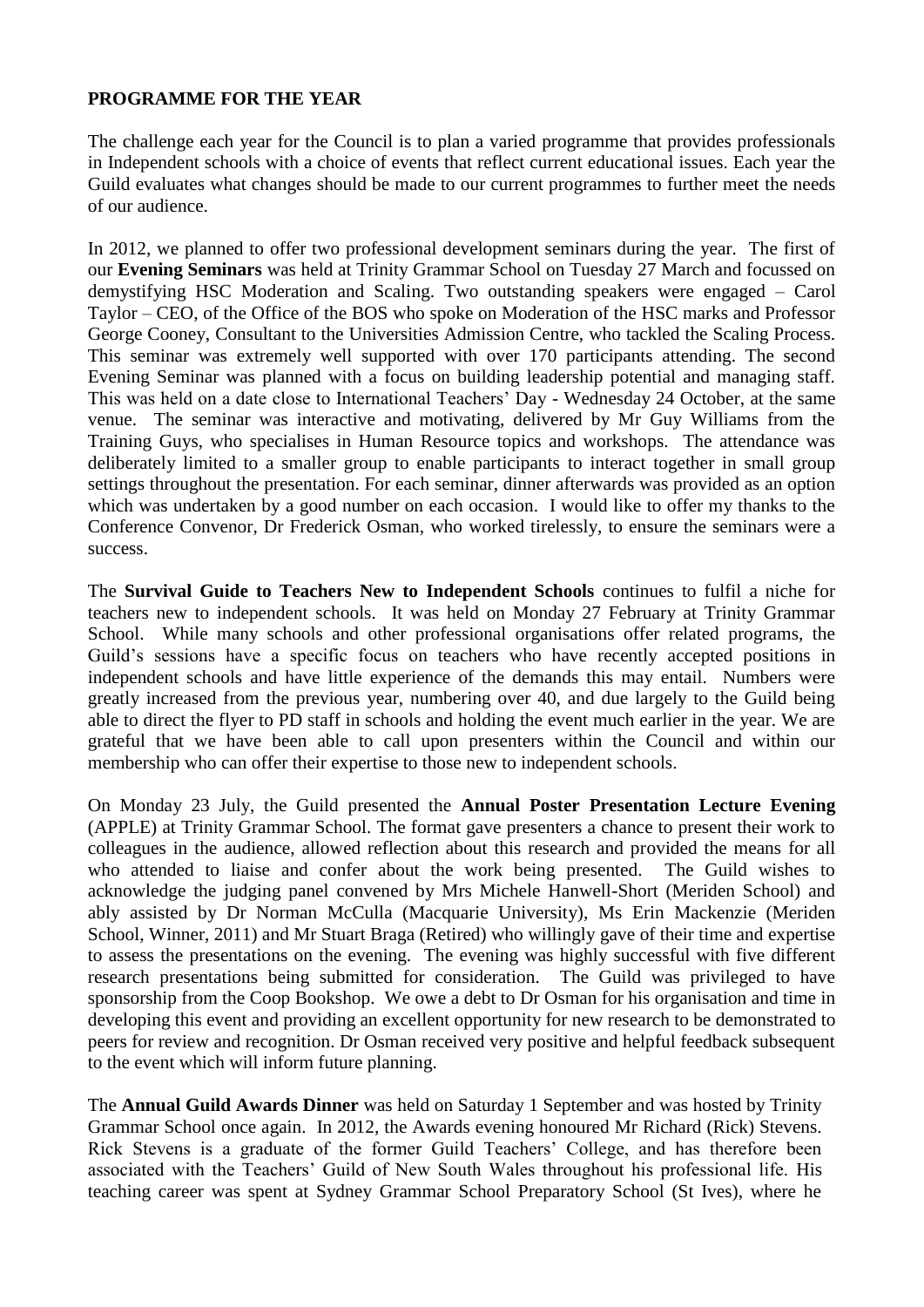**PROGRAMME FOR THE YEAR**

The challenge each year for the Council is to plan a varied programme that provides professionals in Independent schools with a choice of events that reflect current educational issues. Each year the Guild evaluates what changes should be made to our current programmes to further meet the needs of our audience.

In 2012, we planned to offer two professional development seminars during the year. The first of our **Evening Seminars** was held at Trinity Grammar School on Tuesday 27 March and focussed on demystifying HSC Moderation and Scaling. Two outstanding speakers were engaged – Carol Taylor – CEO, of the Office of the BOS who spoke on Moderation of the HSC marks and Professor George Cooney, Consultant to the Universities Admission Centre, who tackled the Scaling Process. This seminar was extremely well supported with over 170 participants attending. The second Evening Seminar was planned with a focus on building leadership potential and managing staff. This was held on a date close to International Teachers' Day - Wednesday 24 October, at the same venue. The seminar was interactive and motivating, delivered by Mr Guy Williams from the Training Guys, who specialises in Human Resource topics and workshops. The attendance was deliberately limited to a smaller group to enable participants to interact together in small group settings throughout the presentation. For each seminar, dinner afterwards was provided as an option which was undertaken by a good number on each occasion. I would like to offer my thanks to the Conference Convenor, Dr Frederick Osman, who worked tirelessly, to ensure the seminars were a success.

The **Survival Guide to Teachers New to Independent Schools** continues to fulfil a niche for teachers new to independent schools. It was held on Monday 27 February at Trinity Grammar School. While many schools and other professional organisations offer related programs, the Guild's sessions have a specific focus on teachers who have recently accepted positions in independent schools and have little experience of the demands this may entail. Numbers were greatly increased from the previous year, numbering over 40, and due largely to the Guild being able to direct the flyer to PD staff in schools and holding the event much earlier in the year. We are grateful that we have been able to call upon presenters within the Council and within our membership who can offer their expertise to those new to independent schools.

On Monday 23 July, the Guild presented the **Annual Poster Presentation Lecture Evening** (APPLE) at Trinity Grammar School. The format gave presenters a chance to present their work to colleagues in the audience, allowed reflection about this research and provided the means for all who attended to liaise and confer about the work being presented. The Guild wishes to acknowledge the judging panel convened by Mrs Michele Hanwell-Short (Meriden School) and ably assisted by Dr Norman McCulla (Macquarie University), Ms Erin Mackenzie (Meriden School, Winner, 2011) and Mr Stuart Braga (Retired) who willingly gave of their time and expertise to assess the presentations on the evening. The evening was highly successful with five different research presentations being submitted for consideration. The Guild was privileged to have sponsorship from the Coop Bookshop. We owe a debt to Dr Osman for his organisation and time in developing this event and providing an excellent opportunity for new research to be demonstrated to peers for review and recognition. Dr Osman received very positive and helpful feedback subsequent to the event which will inform future planning.

The **Annual Guild Awards Dinner** was held on Saturday 1 September and was hosted by Trinity Grammar School once again. In 2012, the Awards evening honoured Mr Richard (Rick) Stevens. Rick Stevens is a graduate of the former Guild Teachers' College, and has therefore been associated with the Teachers' Guild of New South Wales throughout his professional life. His teaching career was spent at Sydney Grammar School Preparatory School (St Ives), where he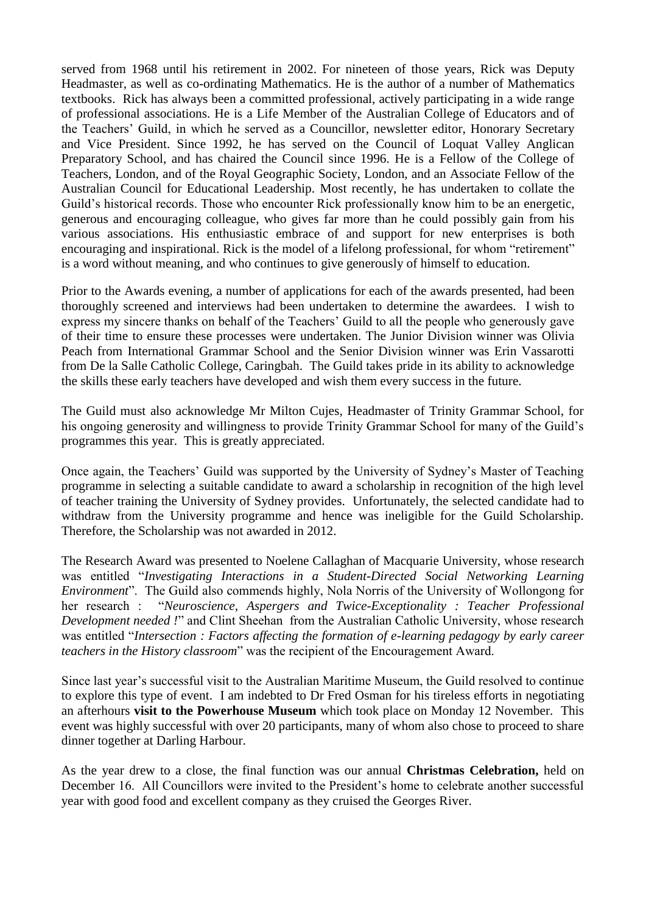served from 1968 until his retirement in 2002. For nineteen of those years, Rick was Deputy Headmaster, as well as co-ordinating Mathematics. He is the author of a number of Mathematics textbooks. Rick has always been a committed professional, actively participating in a wide range of professional associations. He is a Life Member of the Australian College of Educators and of the Teachers' Guild, in which he served as a Councillor, newsletter editor, Honorary Secretary and Vice President. Since 1992, he has served on the Council of Loquat Valley Anglican Preparatory School, and has chaired the Council since 1996. He is a Fellow of the College of Teachers, London, and of the Royal Geographic Society, London, and an Associate Fellow of the Australian Council for Educational Leadership. Most recently, he has undertaken to collate the Guild's historical records. Those who encounter Rick professionally know him to be an energetic, generous and encouraging colleague, who gives far more than he could possibly gain from his various associations. His enthusiastic embrace of and support for new enterprises is both encouraging and inspirational. Rick is the model of a lifelong professional, for whom "retirement" is a word without meaning, and who continues to give generously of himself to education.

Prior to the Awards evening, a number of applications for each of the awards presented, had been thoroughly screened and interviews had been undertaken to determine the awardees. I wish to express my sincere thanks on behalf of the Teachers' Guild to all the people who generously gave of their time to ensure these processes were undertaken. The Junior Division winner was Olivia Peach from International Grammar School and the Senior Division winner was Erin Vassarotti from De la Salle Catholic College, Caringbah. The Guild takes pride in its ability to acknowledge the skills these early teachers have developed and wish them every success in the future.

The Guild must also acknowledge Mr Milton Cujes, Headmaster of Trinity Grammar School, for his ongoing generosity and willingness to provide Trinity Grammar School for many of the Guild's programmes this year. This is greatly appreciated.

Once again, the Teachers' Guild was supported by the University of Sydney's Master of Teaching programme in selecting a suitable candidate to award a scholarship in recognition of the high level of teacher training the University of Sydney provides. Unfortunately, the selected candidate had to withdraw from the University programme and hence was ineligible for the Guild Scholarship. Therefore, the Scholarship was not awarded in 2012.

The Research Award was presented to Noelene Callaghan of Macquarie University, whose research was entitled "*Investigating Interactions in a Student-Directed Social Networking Learning Environment*". The Guild also commends highly, Nola Norris of the University of Wollongong for her research : "*Neuroscience, Aspergers and Twice-Exceptionality : Teacher Professional Development needed !*" and Clint Sheehan from the Australian Catholic University, whose research was entitled "*Intersection : Factors affecting the formation of e-learning pedagogy by early career teachers in the History classroom*" was the recipient of the Encouragement Award.

Since last year's successful visit to the Australian Maritime Museum, the Guild resolved to continue to explore this type of event. I am indebted to Dr Fred Osman for his tireless efforts in negotiating an afterhours **visit to the Powerhouse Museum** which took place on Monday 12 November. This event was highly successful with over 20 participants, many of whom also chose to proceed to share dinner together at Darling Harbour.

As the year drew to a close, the final function was our annual **Christmas Celebration,** held on December 16. All Councillors were invited to the President's home to celebrate another successful year with good food and excellent company as they cruised the Georges River.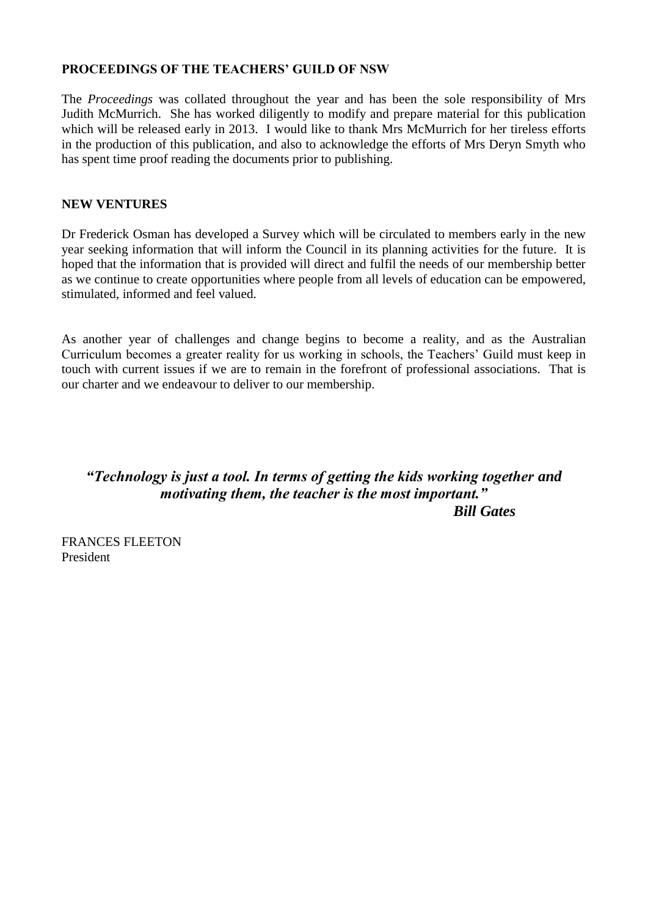## PROCEEDINGS OF THE TEACHERS' GUILD OF NSW

The *Proceedings* was collated throughout the year and has been the sole responsibility of Mrs Judith McMurrich. She has worked diligently to modify and prepare material for this publication which will be released early in 2013. I would like to thank Mrs McMurrich for her tireless efforts in the production of this publication, and also to acknowledge the efforts of Mrs Deryn Smyth who has spent time proof reading the documents prior to publishing.

## NEW VENTURES

Dr Frederick Osman has developed a Survey which will be circulated to members early in the new year seeking information that will inform the Council in its planning activities for the future. It is hoped that the information that is provided will direct and fulfil the needs of our membership better as we continue to create opportunities where people from all levels of education can be empowered, stimulated, informed and feel valued.

As another year of challenges and change begins to become a reality, and as the Australian Curriculum becomes a greater reality for us working in schools, the Teachers' Guild must keep in touch with current issues if we are to remain in the forefront of professional associations. That is our charter and we endeavour to deliver to our membership.

***"Technology is just a tool. In terms of getting the kids working together and motivating them, the teacher is the most important."***

***Bill Gates***

FRANCES FLEETON
President